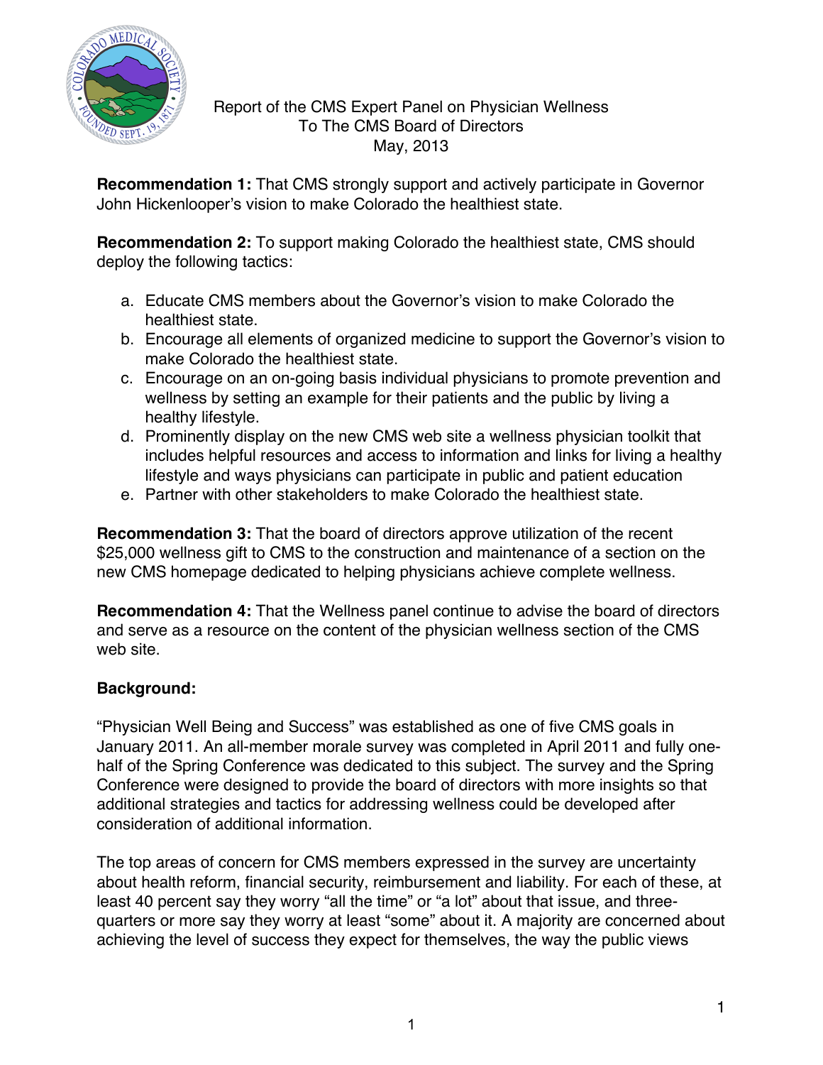Report of the CMS Expert Panel on Physician Wellness
To The CMS Board of Directors
May, 2013

**Recommendation 1:** That CMS strongly support and actively participate in Governor John Hickenlooper's vision to make Colorado the healthiest state.

**Recommendation 2:** To support making Colorado the healthiest state, CMS should deploy the following tactics:

a. Educate CMS members about the Governor's vision to make Colorado the healthiest state.
b. Encourage all elements of organized medicine to support the Governor's vision to make Colorado the healthiest state.
c. Encourage on an on-going basis individual physicians to promote prevention and wellness by setting an example for their patients and the public by living a healthy lifestyle.
d. Prominently display on the new CMS web site a wellness physician toolkit that includes helpful resources and access to information and links for living a healthy lifestyle and ways physicians can participate in public and patient education
e. Partner with other stakeholders to make Colorado the healthiest state.

**Recommendation 3:** That the board of directors approve utilization of the recent $25,000 wellness gift to CMS to the construction and maintenance of a section on the new CMS homepage dedicated to helping physicians achieve complete wellness.

**Recommendation 4:** That the Wellness panel continue to advise the board of directors and serve as a resource on the content of the physician wellness section of the CMS web site.

**Background:**

"Physician Well Being and Success" was established as one of five CMS goals in January 2011. An all-member morale survey was completed in April 2011 and fully one-half of the Spring Conference was dedicated to this subject. The survey and the Spring Conference were designed to provide the board of directors with more insights so that additional strategies and tactics for addressing wellness could be developed after consideration of additional information.

The top areas of concern for CMS members expressed in the survey are uncertainty about health reform, financial security, reimbursement and liability. For each of these, at least 40 percent say they worry "all the time" or "a lot" about that issue, and three-quarters or more say they worry at least "some" about it. A majority are concerned about achieving the level of success they expect for themselves, the way the public views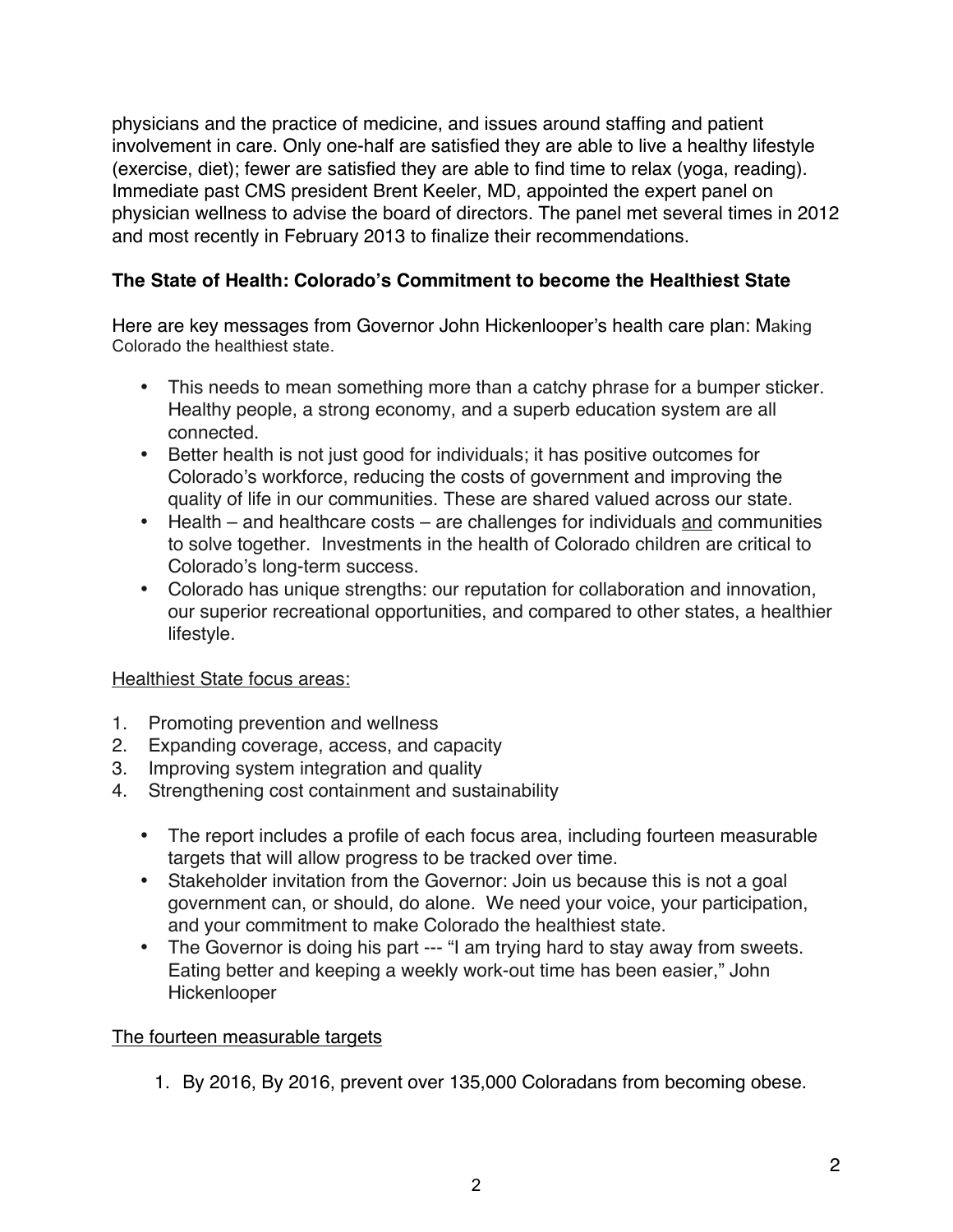physicians and the practice of medicine, and issues around staffing and patient involvement in care. Only one-half are satisfied they are able to live a healthy lifestyle (exercise, diet); fewer are satisfied they are able to find time to relax (yoga, reading). Immediate past CMS president Brent Keeler, MD, appointed the expert panel on physician wellness to advise the board of directors. The panel met several times in 2012 and most recently in February 2013 to finalize their recommendations.

**The State of Health: Colorado's Commitment to become the Healthiest State**

Here are key messages from Governor John Hickenlooper's health care plan: Making Colorado the healthiest state.

- This needs to mean something more than a catchy phrase for a bumper sticker. Healthy people, a strong economy, and a superb education system are all connected.
- Better health is not just good for individuals; it has positive outcomes for Colorado's workforce, reducing the costs of government and improving the quality of life in our communities. These are shared valued across our state.
- Health – and healthcare costs – are challenges for individuals <u>and</u> communities to solve together. Investments in the health of Colorado children are critical to Colorado's long-term success.
- Colorado has unique strengths: our reputation for collaboration and innovation, our superior recreational opportunities, and compared to other states, a healthier lifestyle.

<u>Healthiest State focus areas:</u>

1. Promoting prevention and wellness
2. Expanding coverage, access, and capacity
3. Improving system integration and quality
4. Strengthening cost containment and sustainability

   - The report includes a profile of each focus area, including fourteen measurable targets that will allow progress to be tracked over time.
   - Stakeholder invitation from the Governor: Join us because this is not a goal government can, or should, do alone. We need your voice, your participation, and your commitment to make Colorado the healthiest state.
   - The Governor is doing his part --- "I am trying hard to stay away from sweets. Eating better and keeping a weekly work-out time has been easier," John Hickenlooper

<u>The fourteen measurable targets</u>

1. By 2016, By 2016, prevent over 135,000 Coloradans from becoming obese.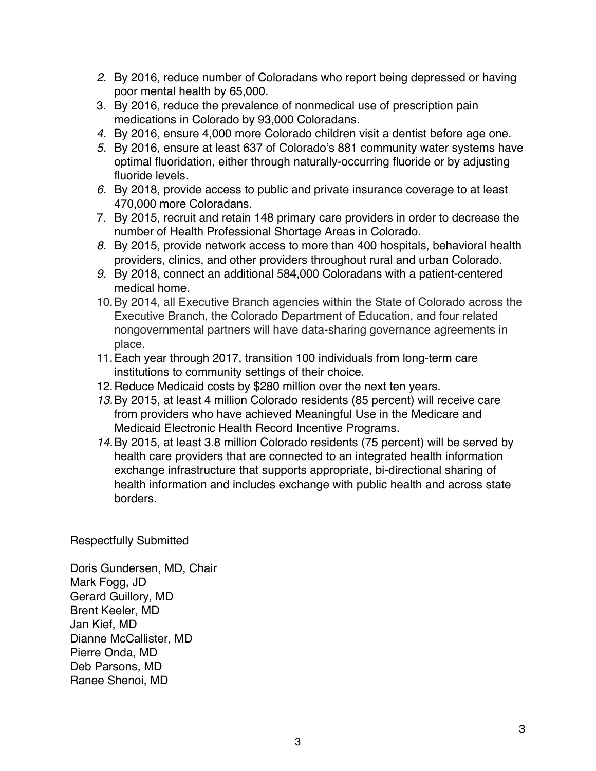2. By 2016, reduce number of Coloradans who report being depressed or having poor mental health by 65,000.
3. By 2016, reduce the prevalence of nonmedical use of prescription pain medications in Colorado by 93,000 Coloradans.
4. By 2016, ensure 4,000 more Colorado children visit a dentist before age one.
5. By 2016, ensure at least 637 of Colorado's 881 community water systems have optimal fluoridation, either through naturally-occurring fluoride or by adjusting fluoride levels.
6. By 2018, provide access to public and private insurance coverage to at least 470,000 more Coloradans.
7. By 2015, recruit and retain 148 primary care providers in order to decrease the number of Health Professional Shortage Areas in Colorado.
8. By 2015, provide network access to more than 400 hospitals, behavioral health providers, clinics, and other providers throughout rural and urban Colorado.
9. By 2018, connect an additional 584,000 Coloradans with a patient-centered medical home.
10. By 2014, all Executive Branch agencies within the State of Colorado across the Executive Branch, the Colorado Department of Education, and four related nongovernmental partners will have data-sharing governance agreements in place.
11. Each year through 2017, transition 100 individuals from long-term care institutions to community settings of their choice.
12. Reduce Medicaid costs by $280 million over the next ten years.
13. By 2015, at least 4 million Colorado residents (85 percent) will receive care from providers who have achieved Meaningful Use in the Medicare and Medicaid Electronic Health Record Incentive Programs.
14. By 2015, at least 3.8 million Colorado residents (75 percent) will be served by health care providers that are connected to an integrated health information exchange infrastructure that supports appropriate, bi-directional sharing of health information and includes exchange with public health and across state borders.

Respectfully Submitted

Doris Gundersen, MD, Chair
Mark Fogg, JD
Gerard Guillory, MD
Brent Keeler, MD
Jan Kief, MD
Dianne McCallister, MD
Pierre Onda, MD
Deb Parsons, MD
Ranee Shenoi, MD